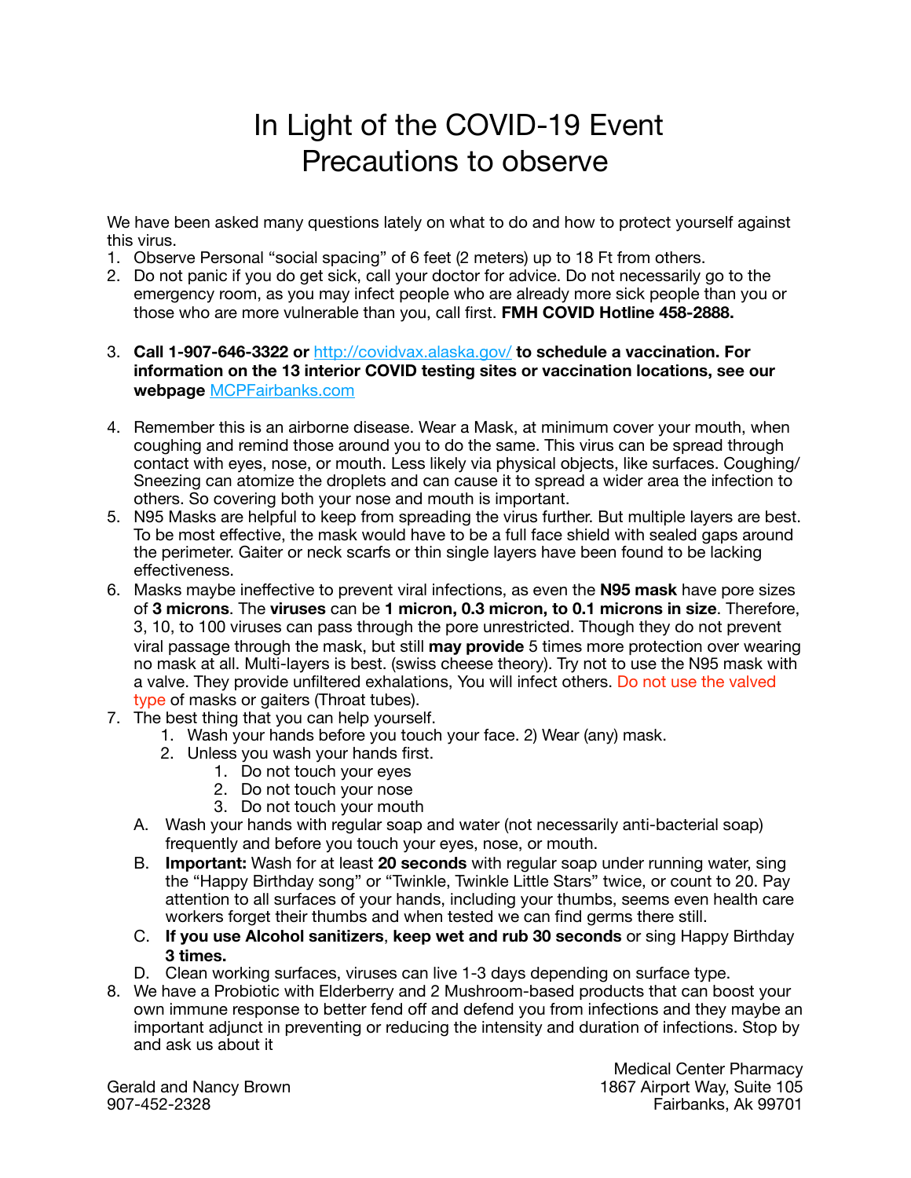# In Light of the COVID-19 Event
# Precautions to observe

We have been asked many questions lately on what to do and how to protect yourself against this virus.

1. Observe Personal "social spacing" of 6 feet (2 meters) up to 18 Ft from others.
2. Do not panic if you do get sick, call your doctor for advice. Do not necessarily go to the emergency room, as you may infect people who are already more sick people than you or those who are more vulnerable than you, call first. **FMH COVID Hotline 458-2888.**

3. **Call 1-907-646-3322 or** [http://covidvax.alaska.gov/](http://covidvax.alaska.gov/) **to schedule a vaccination. For information on the 13 interior COVID testing sites or vaccination locations, see our webpage** [MCPFairbanks.com](MCPFairbanks.com)

4. Remember this is an airborne disease. Wear a Mask, at minimum cover your mouth, when coughing and remind those around you to do the same. This virus can be spread through contact with eyes, nose, or mouth. Less likely via physical objects, like surfaces. Coughing/Sneezing can atomize the droplets and can cause it to spread a wider area the infection to others. So covering both your nose and mouth is important.
5. N95 Masks are helpful to keep from spreading the virus further. But multiple layers are best. To be most effective, the mask would have to be a full face shield with sealed gaps around the perimeter. Gaiter or neck scarfs or thin single layers have been found to be lacking effectiveness.
6. Masks maybe ineffective to prevent viral infections, as even the **N95 mask** have pore sizes of **3 microns**. The **viruses** can be **1 micron, 0.3 micron, to 0.1 microns in size**. Therefore, 3, 10, to 100 viruses can pass through the pore unrestricted. Though they do not prevent viral passage through the mask, but still **may provide** 5 times more protection over wearing no mask at all. Multi-layers is best. (swiss cheese theory). Try not to use the N95 mask with a valve. They provide unfiltered exhalations, You will infect others. Do not use the valved type of masks or gaiters (Throat tubes).
7. The best thing that you can help yourself.
    1. Wash your hands before you touch your face. 2) Wear (any) mask.
    2. Unless you wash your hands first.
        1. Do not touch your eyes
        2. Do not touch your nose
        3. Do not touch your mouth

    A. Wash your hands with regular soap and water (not necessarily anti-bacterial soap) frequently and before you touch your eyes, nose, or mouth.

    B. **Important:** Wash for at least **20 seconds** with regular soap under running water, sing the "Happy Birthday song" or "Twinkle, Twinkle Little Stars" twice, or count to 20. Pay attention to all surfaces of your hands, including your thumbs, seems even health care workers forget their thumbs and when tested we can find germs there still.

    C. **If you use Alcohol sanitizers**, **keep wet and rub 30 seconds** or sing Happy Birthday **3 times.**

    D. Clean working surfaces, viruses can live 1-3 days depending on surface type.
8. We have a Probiotic with Elderberry and 2 Mushroom-based products that can boost your own immune response to better fend off and defend you from infections and they maybe an important adjunct in preventing or reducing the intensity and duration of infections. Stop by and ask us about it

Gerald and Nancy Brown
907-452-2328

Medical Center Pharmacy
1867 Airport Way, Suite 105
Fairbanks, Ak 99701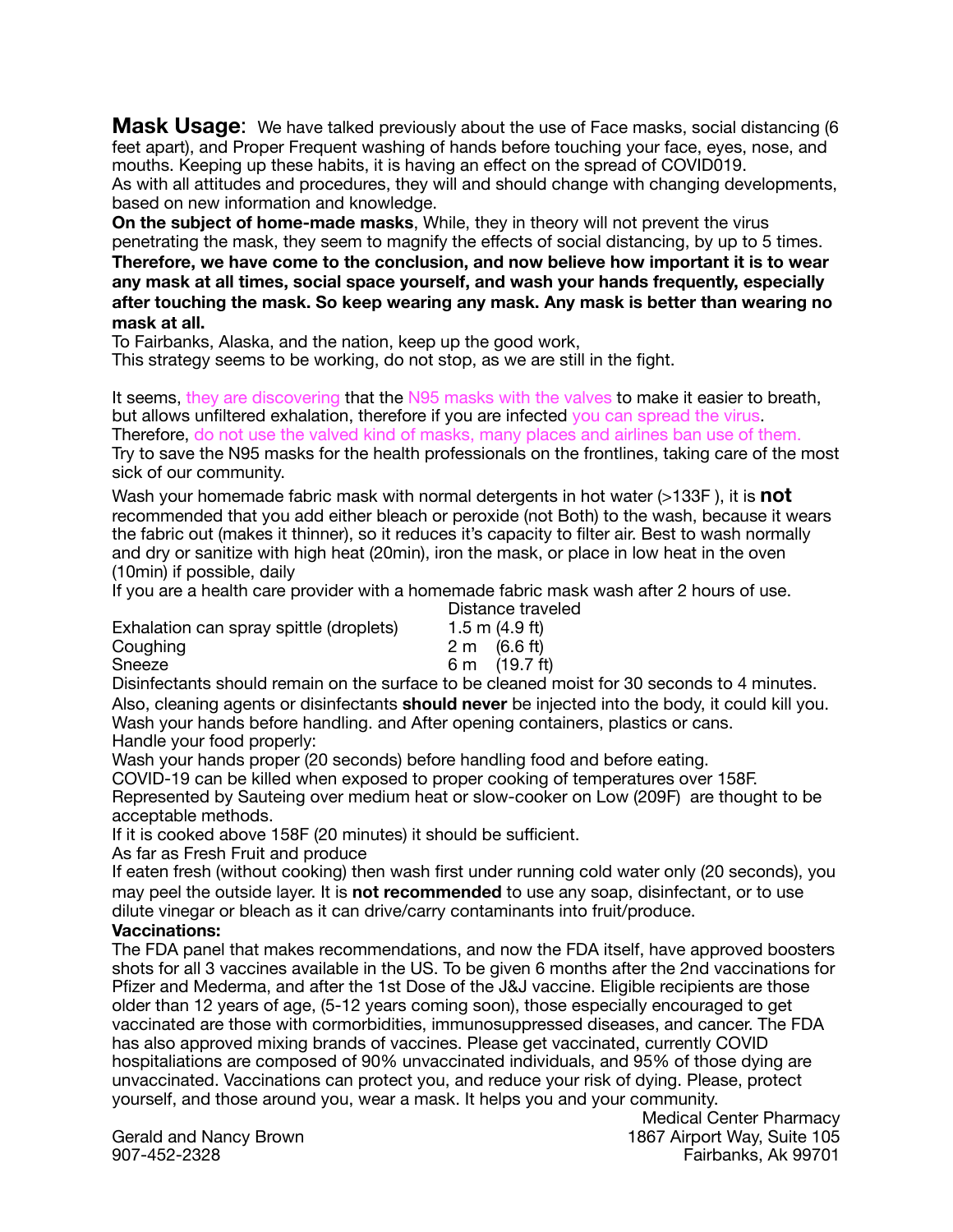**Mask Usage**: We have talked previously about the use of Face masks, social distancing (6 feet apart), and Proper Frequent washing of hands before touching your face, eyes, nose, and mouths. Keeping up these habits, it is having an effect on the spread of COVID019.
As with all attitudes and procedures, they will and should change with changing developments, based on new information and knowledge.
**On the subject of home-made masks**, While, they in theory will not prevent the virus penetrating the mask, they seem to magnify the effects of social distancing, by up to 5 times.
**Therefore, we have come to the conclusion, and now believe how important it is to wear any mask at all times, social space yourself, and wash your hands frequently, especially after touching the mask. So keep wearing any mask. Any mask is better than wearing no mask at all.**
To Fairbanks, Alaska, and the nation, keep up the good work,
This strategy seems to be working, do not stop, as we are still in the fight.

It seems, they are discovering that the N95 masks with the valves to make it easier to breath, but allows unfiltered exhalation, therefore if you are infected you can spread the virus.
Therefore, do not use the valved kind of masks, many places and airlines ban use of them.
Try to save the N95 masks for the health professionals on the frontlines, taking care of the most sick of our community.

Wash your homemade fabric mask with normal detergents in hot water (>133F ), it is **not** recommended that you add either bleach or peroxide (not Both) to the wash, because it wears the fabric out (makes it thinner), so it reduces it's capacity to filter air. Best to wash normally and dry or sanitize with high heat (20min), iron the mask, or place in low heat in the oven (10min) if possible, daily
If you are a health care provider with a homemade fabric mask wash after 2 hours of use.

| | Distance traveled |
|---|---|
| Exhalation can spray spittle (droplets) | 1.5 m (4.9 ft) |
| Coughing | 2 m (6.6 ft) |
| Sneeze | 6 m (19.7 ft) |

Disinfectants should remain on the surface to be cleaned moist for 30 seconds to 4 minutes.
Also, cleaning agents or disinfectants **should never** be injected into the body, it could kill you.
Wash your hands before handling. and After opening containers, plastics or cans.
Handle your food properly:
Wash your hands proper (20 seconds) before handling food and before eating.
COVID-19 can be killed when exposed to proper cooking of temperatures over 158F.
Represented by Sauteing over medium heat or slow-cooker on Low (209F) are thought to be acceptable methods.
If it is cooked above 158F (20 minutes) it should be sufficient.
As far as Fresh Fruit and produce
If eaten fresh (without cooking) then wash first under running cold water only (20 seconds), you may peel the outside layer. It is **not recommended** to use any soap, disinfectant, or to use dilute vinegar or bleach as it can drive/carry contaminants into fruit/produce.

**Vaccinations:**

The FDA panel that makes recommendations, and now the FDA itself, have approved boosters shots for all 3 vaccines available in the US. To be given 6 months after the 2nd vaccinations for Pfizer and Mederma, and after the 1st Dose of the J&J vaccine. Eligible recipients are those older than 12 years of age, (5-12 years coming soon), those especially encouraged to get vaccinated are those with cormorbidities, immunosuppressed diseases, and cancer. The FDA has also approved mixing brands of vaccines. Please get vaccinated, currently COVID hospitaliations are composed of 90% unvaccinated individuals, and 95% of those dying are unvaccinated. Vaccinations can protect you, and reduce your risk of dying. Please, protect yourself, and those around you, wear a mask. It helps you and your community.

Gerald and Nancy Brown
907-452-2328

Medical Center Pharmacy
1867 Airport Way, Suite 105
Fairbanks, Ak 99701